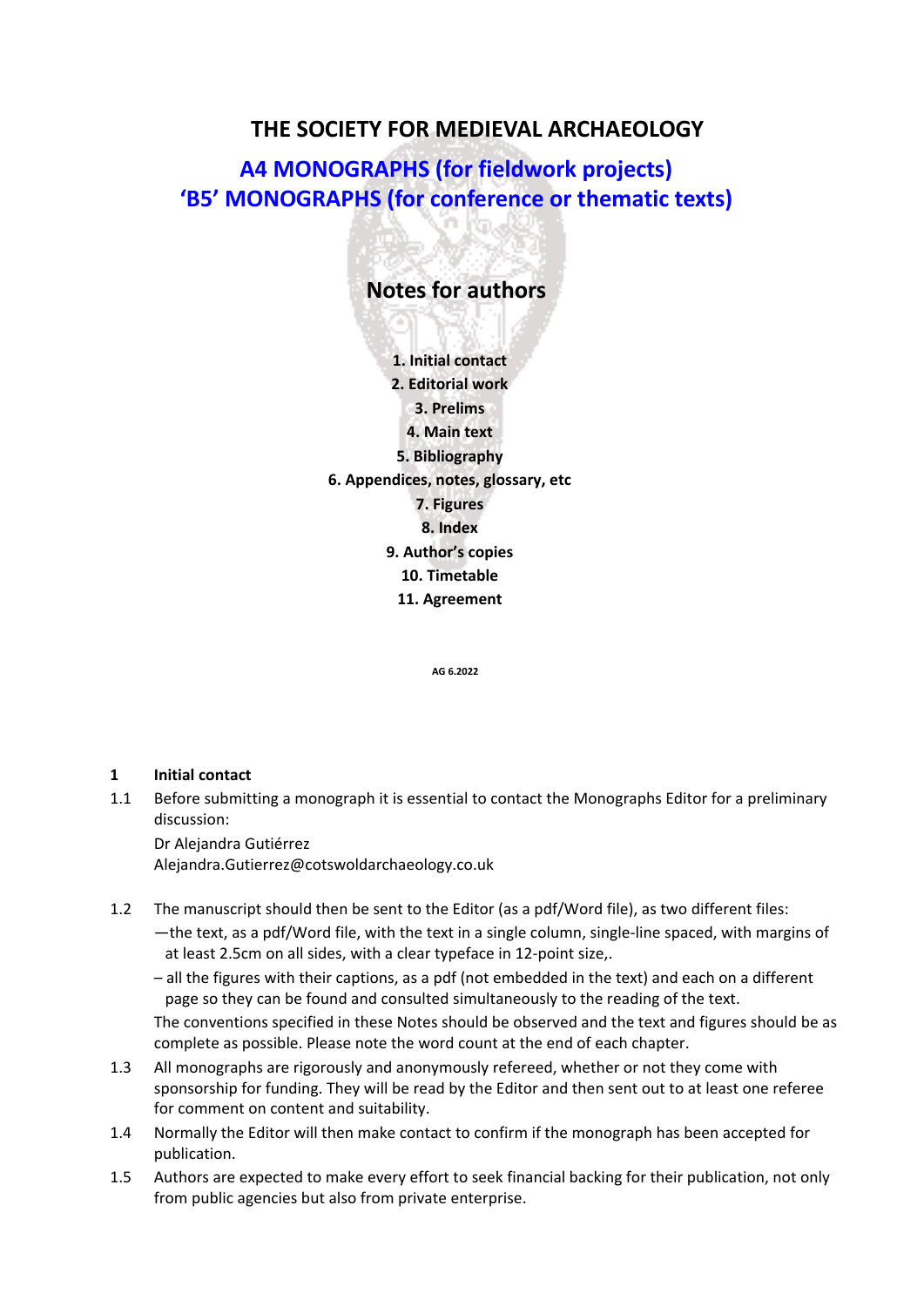# THE SOCIETY FOR MEDIEVAL ARCHAEOLOGY

## A4 MONOGRAPHS (for fieldwork projects)
## 'B5' MONOGRAPHS (for conference or thematic texts)

## Notes for authors

**1. Initial contact**
**2. Editorial work**
**3. Prelims**
**4. Main text**
**5. Bibliography**
**6. Appendices, notes, glossary, etc**
**7. Figures**
**8. Index**
**9. Author's copies**
**10. Timetable**
**11. Agreement**

**AG 6.2022**

### 1 Initial contact

1.1 Before submitting a monograph it is essential to contact the Monographs Editor for a preliminary discussion:

Dr Alejandra Gutiérrez
Alejandra.Gutierrez@cotswoldarchaeology.co.uk

1.2 The manuscript should then be sent to the Editor (as a pdf/Word file), as two different files:

—the text, as a pdf/Word file, with the text in a single column, single-line spaced, with margins of at least 2.5cm on all sides, with a clear typeface in 12-point size,.

– all the figures with their captions, as a pdf (not embedded in the text) and each on a different page so they can be found and consulted simultaneously to the reading of the text.

The conventions specified in these Notes should be observed and the text and figures should be as complete as possible. Please note the word count at the end of each chapter.

1.3 All monographs are rigorously and anonymously refereed, whether or not they come with sponsorship for funding. They will be read by the Editor and then sent out to at least one referee for comment on content and suitability.

1.4 Normally the Editor will then make contact to confirm if the monograph has been accepted for publication.

1.5 Authors are expected to make every effort to seek financial backing for their publication, not only from public agencies but also from private enterprise.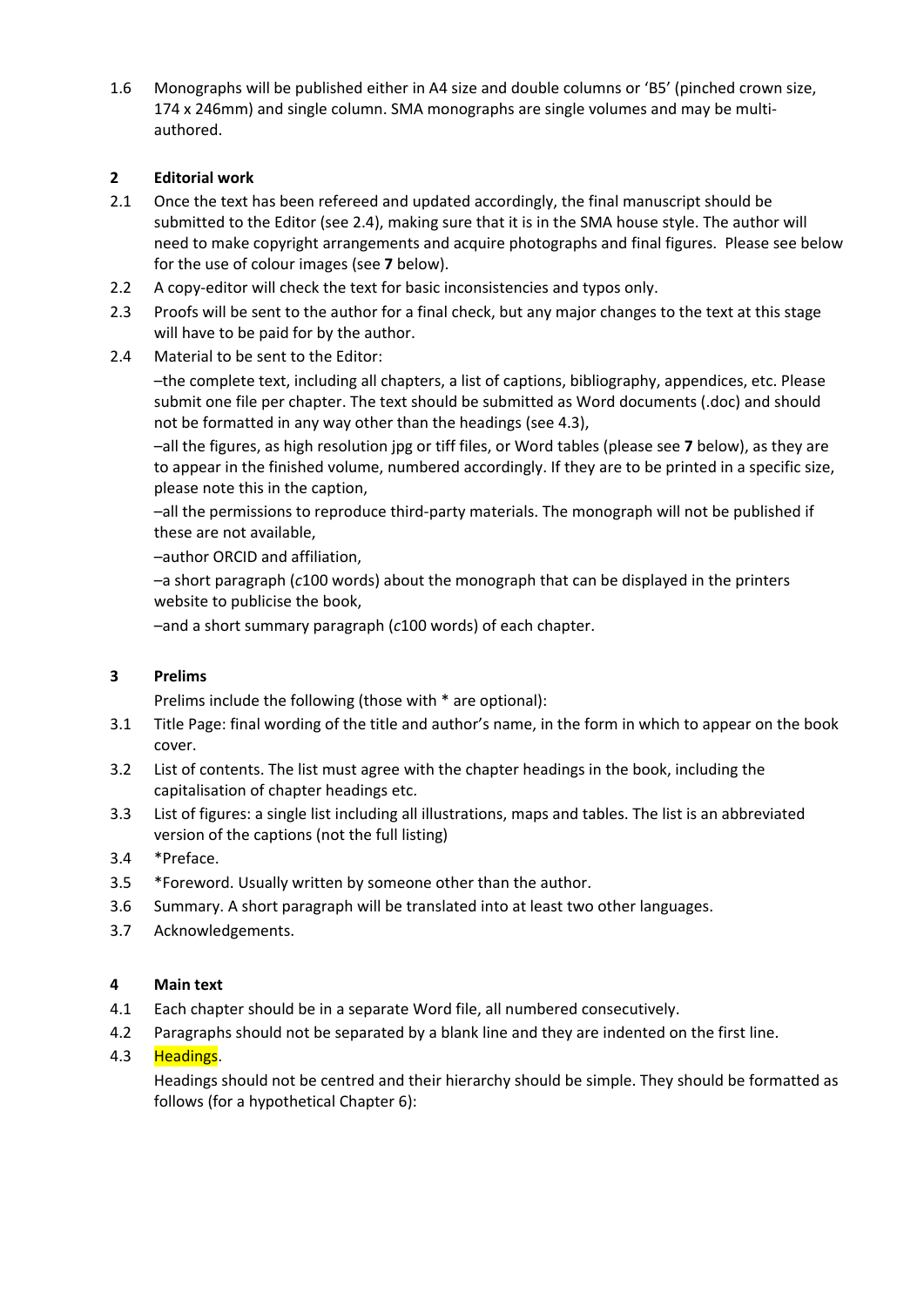1.6 Monographs will be published either in A4 size and double columns or 'B5' (pinched crown size, 174 x 246mm) and single column. SMA monographs are single volumes and may be multi-authored.

## 2 Editorial work

2.1 Once the text has been refereed and updated accordingly, the final manuscript should be submitted to the Editor (see 2.4), making sure that it is in the SMA house style. The author will need to make copyright arrangements and acquire photographs and final figures. Please see below for the use of colour images (see **7** below).

2.2 A copy-editor will check the text for basic inconsistencies and typos only.

2.3 Proofs will be sent to the author for a final check, but any major changes to the text at this stage will have to be paid for by the author.

2.4 Material to be sent to the Editor:

–the complete text, including all chapters, a list of captions, bibliography, appendices, etc. Please submit one file per chapter. The text should be submitted as Word documents (.doc) and should not be formatted in any way other than the headings (see 4.3),

–all the figures, as high resolution jpg or tiff files, or Word tables (please see **7** below), as they are to appear in the finished volume, numbered accordingly. If they are to be printed in a specific size, please note this in the caption,

–all the permissions to reproduce third-party materials. The monograph will not be published if these are not available,

–author ORCID and affiliation,

–a short paragraph (*c*100 words) about the monograph that can be displayed in the printers website to publicise the book,

–and a short summary paragraph (*c*100 words) of each chapter.

## 3 Prelims

Prelims include the following (those with * are optional):

3.1 Title Page: final wording of the title and author's name, in the form in which to appear on the book cover.

3.2 List of contents. The list must agree with the chapter headings in the book, including the capitalisation of chapter headings etc.

3.3 List of figures: a single list including all illustrations, maps and tables. The list is an abbreviated version of the captions (not the full listing)

3.4 *Preface.

3.5 *Foreword. Usually written by someone other than the author.

3.6 Summary. A short paragraph will be translated into at least two other languages.

3.7 Acknowledgements.

## 4 Main text

4.1 Each chapter should be in a separate Word file, all numbered consecutively.

4.2 Paragraphs should not be separated by a blank line and they are indented on the first line.

4.3 Headings.

Headings should not be centred and their hierarchy should be simple. They should be formatted as follows (for a hypothetical Chapter 6):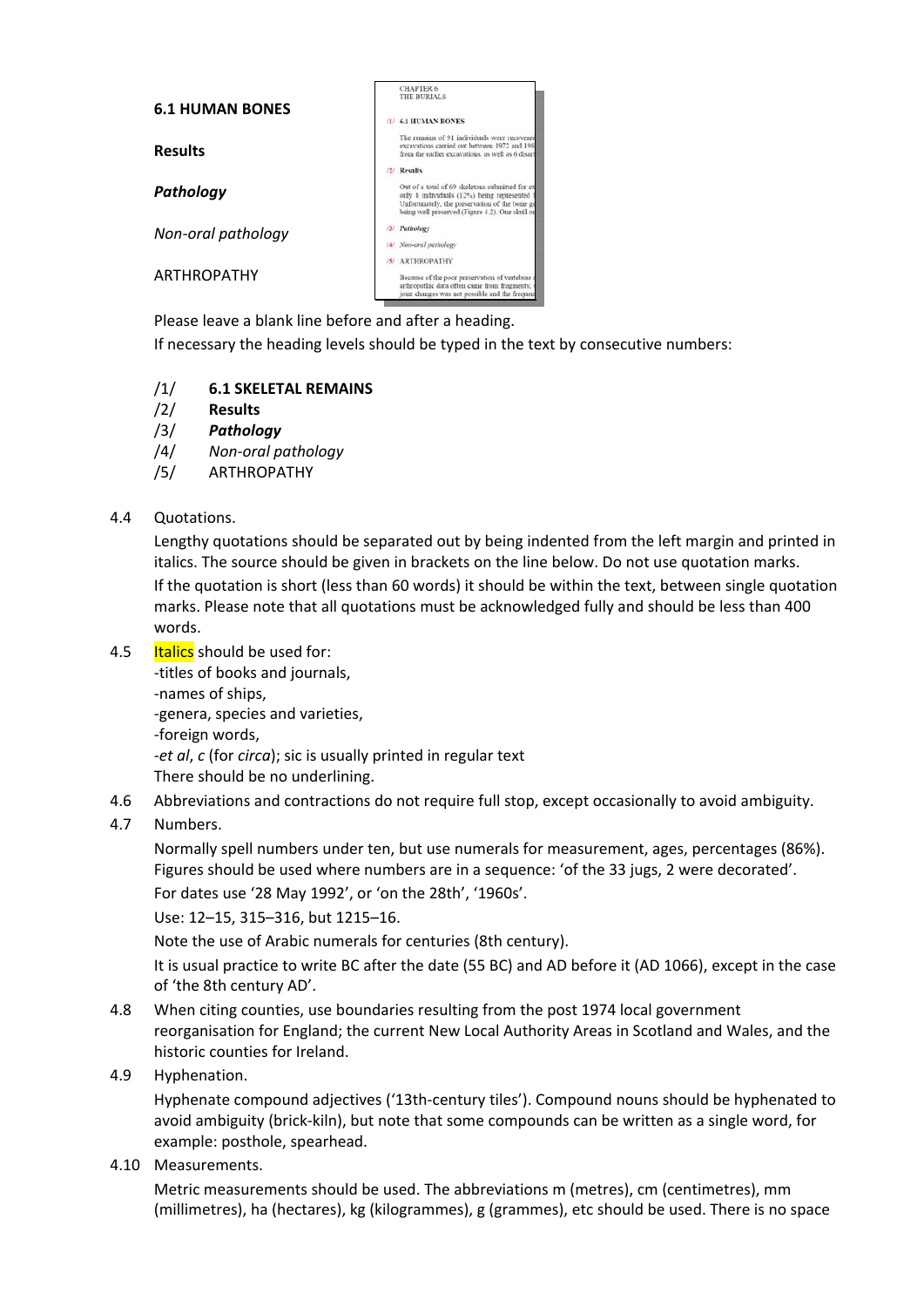**6.1 HUMAN BONES**

**Results**

***Pathology***

*Non-oral pathology*

ARTHROPATHY

Please leave a blank line before and after a heading.

If necessary the heading levels should be typed in the text by consecutive numbers:

/1/ **6.1 SKELETAL REMAINS**
/2/ **Results**
/3/ ***Pathology***
/4/ *Non-oral pathology*
/5/ ARTHROPATHY

4.4 Quotations.

Lengthy quotations should be separated out by being indented from the left margin and printed in italics. The source should be given in brackets on the line below. Do not use quotation marks.

If the quotation is short (less than 60 words) it should be within the text, between single quotation marks. Please note that all quotations must be acknowledged fully and should be less than 400 words.

4.5 Italics should be used for:

-titles of books and journals,
-names of ships,
-genera, species and varieties,
-foreign words,
-*et al*, *c* (for *circa*); sic is usually printed in regular text

There should be no underlining.

4.6 Abbreviations and contractions do not require full stop, except occasionally to avoid ambiguity.

4.7 Numbers.

Normally spell numbers under ten, but use numerals for measurement, ages, percentages (86%). Figures should be used where numbers are in a sequence: 'of the 33 jugs, 2 were decorated'.

For dates use '28 May 1992', or 'on the 28th', '1960s'.

Use: 12–15, 315–316, but 1215–16.

Note the use of Arabic numerals for centuries (8th century).

It is usual practice to write BC after the date (55 BC) and AD before it (AD 1066), except in the case of 'the 8th century AD'.

4.8 When citing counties, use boundaries resulting from the post 1974 local government reorganisation for England; the current New Local Authority Areas in Scotland and Wales, and the historic counties for Ireland.

4.9 Hyphenation.

Hyphenate compound adjectives ('13th-century tiles'). Compound nouns should be hyphenated to avoid ambiguity (brick-kiln), but note that some compounds can be written as a single word, for example: posthole, spearhead.

4.10 Measurements.

Metric measurements should be used. The abbreviations m (metres), cm (centimetres), mm (millimetres), ha (hectares), kg (kilogrammes), g (grammes), etc should be used. There is no space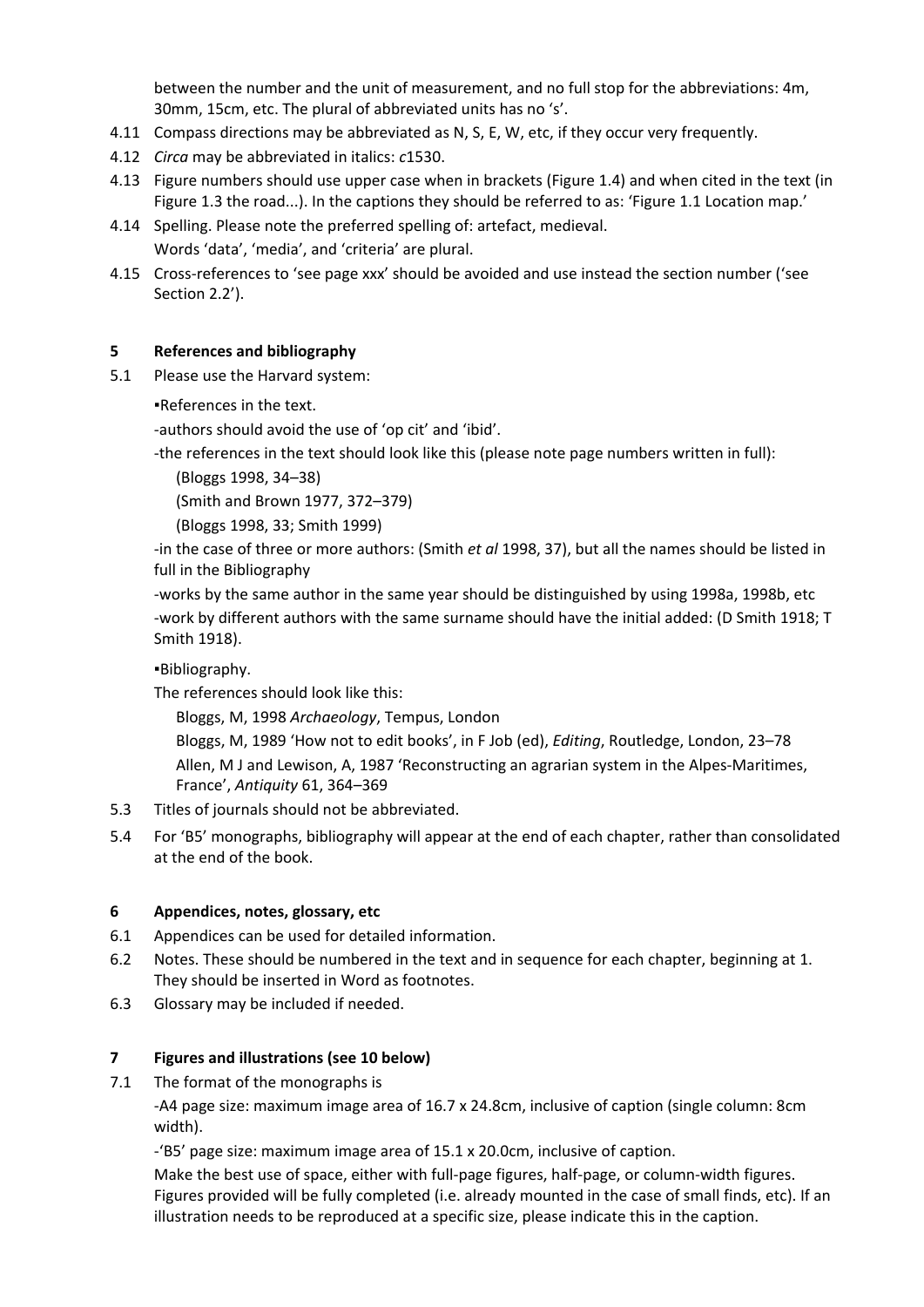between the number and the unit of measurement, and no full stop for the abbreviations: 4m, 30mm, 15cm, etc. The plural of abbreviated units has no 's'.

4.11 Compass directions may be abbreviated as N, S, E, W, etc, if they occur very frequently.

4.12 *Circa* may be abbreviated in italics: *c*1530.

4.13 Figure numbers should use upper case when in brackets (Figure 1.4) and when cited in the text (in Figure 1.3 the road...). In the captions they should be referred to as: 'Figure 1.1 Location map.'

4.14 Spelling. Please note the preferred spelling of: artefact, medieval.
Words 'data', 'media', and 'criteria' are plural.

4.15 Cross-references to 'see page xxx' should be avoided and use instead the section number ('see Section 2.2').

## 5 References and bibliography

5.1 Please use the Harvard system:

▪References in the text.

-authors should avoid the use of 'op cit' and 'ibid'.

-the references in the text should look like this (please note page numbers written in full):

(Bloggs 1998, 34–38)

(Smith and Brown 1977, 372–379)

(Bloggs 1998, 33; Smith 1999)

-in the case of three or more authors: (Smith *et al* 1998, 37), but all the names should be listed in full in the Bibliography

-works by the same author in the same year should be distinguished by using 1998a, 1998b, etc

-work by different authors with the same surname should have the initial added: (D Smith 1918; T Smith 1918).

▪Bibliography.

The references should look like this:

Bloggs, M, 1998 *Archaeology*, Tempus, London

Bloggs, M, 1989 'How not to edit books', in F Job (ed), *Editing*, Routledge, London, 23–78

Allen, M J and Lewison, A, 1987 'Reconstructing an agrarian system in the Alpes-Maritimes, France', *Antiquity* 61, 364–369

5.3 Titles of journals should not be abbreviated.

5.4 For 'B5' monographs, bibliography will appear at the end of each chapter, rather than consolidated at the end of the book.

## 6 Appendices, notes, glossary, etc

6.1 Appendices can be used for detailed information.

6.2 Notes. These should be numbered in the text and in sequence for each chapter, beginning at 1. They should be inserted in Word as footnotes.

6.3 Glossary may be included if needed.

## 7 Figures and illustrations (see 10 below)

7.1 The format of the monographs is

-A4 page size: maximum image area of 16.7 x 24.8cm, inclusive of caption (single column: 8cm width).

-'B5' page size: maximum image area of 15.1 x 20.0cm, inclusive of caption.

Make the best use of space, either with full-page figures, half-page, or column-width figures. Figures provided will be fully completed (i.e. already mounted in the case of small finds, etc). If an illustration needs to be reproduced at a specific size, please indicate this in the caption.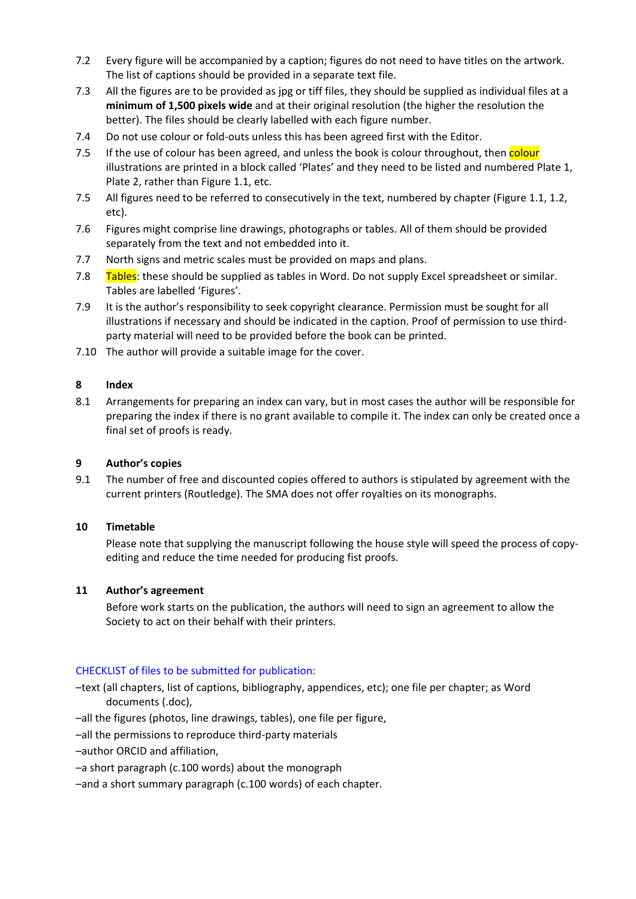7.2 Every figure will be accompanied by a caption; figures do not need to have titles on the artwork. The list of captions should be provided in a separate text file.

7.3 All the figures are to be provided as jpg or tiff files, they should be supplied as individual files at a **minimum of 1,500 pixels wide** and at their original resolution (the higher the resolution the better). The files should be clearly labelled with each figure number.

7.4 Do not use colour or fold-outs unless this has been agreed first with the Editor.

7.5 If the use of colour has been agreed, and unless the book is colour throughout, then colour illustrations are printed in a block called 'Plates' and they need to be listed and numbered Plate 1, Plate 2, rather than Figure 1.1, etc.

7.5 All figures need to be referred to consecutively in the text, numbered by chapter (Figure 1.1, 1.2, etc).

7.6 Figures might comprise line drawings, photographs or tables. All of them should be provided separately from the text and not embedded into it.

7.7 North signs and metric scales must be provided on maps and plans.

7.8 Tables: these should be supplied as tables in Word. Do not supply Excel spreadsheet or similar. Tables are labelled 'Figures'.

7.9 It is the author's responsibility to seek copyright clearance. Permission must be sought for all illustrations if necessary and should be indicated in the caption. Proof of permission to use third-party material will need to be provided before the book can be printed.

7.10 The author will provide a suitable image for the cover.

## 8 Index

8.1 Arrangements for preparing an index can vary, but in most cases the author will be responsible for preparing the index if there is no grant available to compile it. The index can only be created once a final set of proofs is ready.

## 9 Author's copies

9.1 The number of free and discounted copies offered to authors is stipulated by agreement with the current printers (Routledge). The SMA does not offer royalties on its monographs.

## 10 Timetable

Please note that supplying the manuscript following the house style will speed the process of copy-editing and reduce the time needed for producing fist proofs.

## 11 Author's agreement

Before work starts on the publication, the authors will need to sign an agreement to allow the Society to act on their behalf with their printers.

CHECKLIST of files to be submitted for publication:

–text (all chapters, list of captions, bibliography, appendices, etc); one file per chapter; as Word documents (.doc),

–all the figures (photos, line drawings, tables), one file per figure,

–all the permissions to reproduce third-party materials

–author ORCID and affiliation,

–a short paragraph (c.100 words) about the monograph

–and a short summary paragraph (c.100 words) of each chapter.